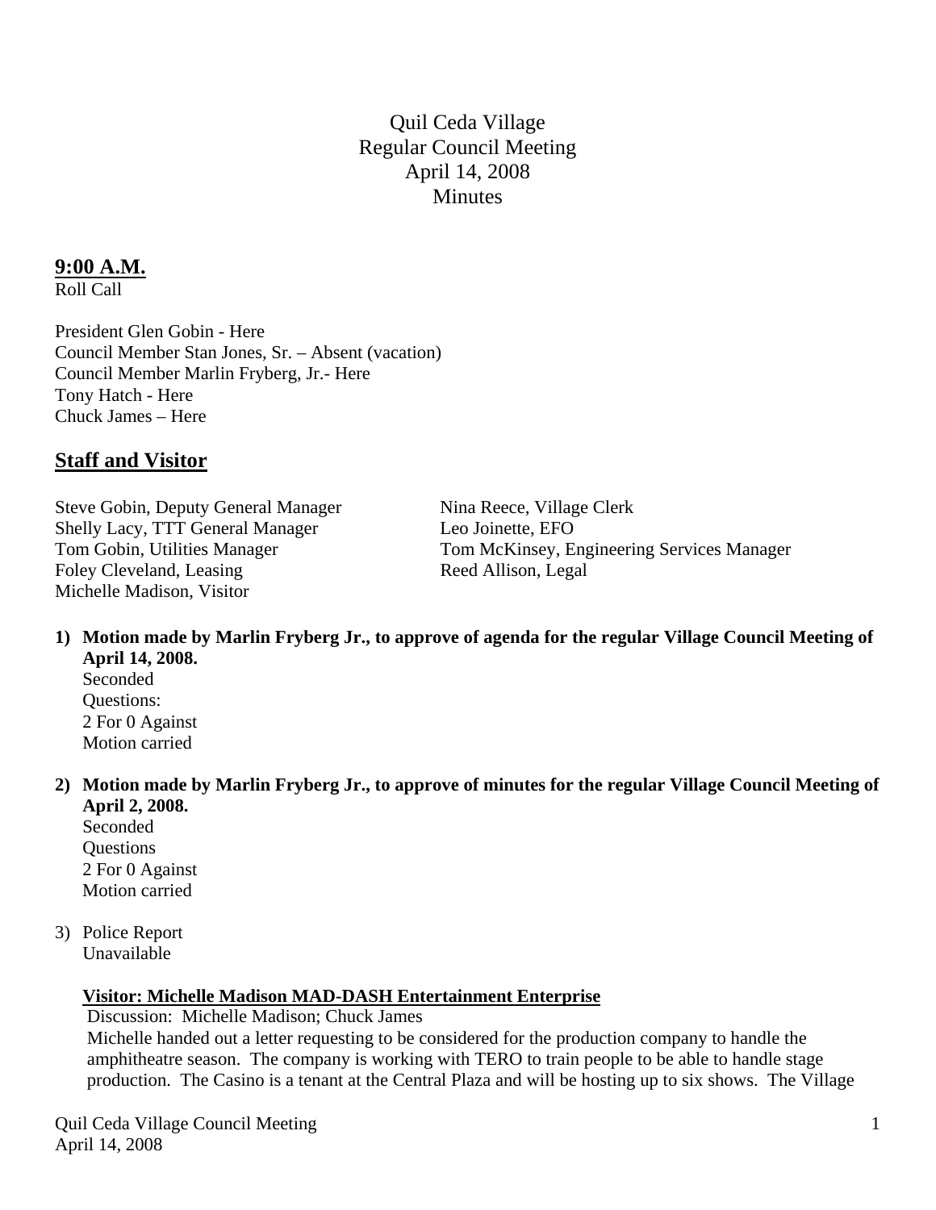# Quil Ceda Village
Regular Council Meeting
April 14, 2008
Minutes

## 9:00 A.M.

Roll Call

President Glen Gobin - Here
Council Member Stan Jones, Sr. – Absent (vacation)
Council Member Marlin Fryberg, Jr.- Here
Tony Hatch - Here
Chuck James – Here

## Staff and Visitor

Steve Gobin, Deputy General Manager
Shelly Lacy, TTT General Manager
Tom Gobin, Utilities Manager
Foley Cleveland, Leasing
Michelle Madison, Visitor
Nina Reece, Village Clerk
Leo Joinette, EFO
Tom McKinsey, Engineering Services Manager
Reed Allison, Legal

1) **Motion made by Marlin Fryberg Jr., to approve of agenda for the regular Village Council Meeting of April 14, 2008.**
   Seconded
   Questions:
   2 For 0 Against
   Motion carried

2) **Motion made by Marlin Fryberg Jr., to approve of minutes for the regular Village Council Meeting of April 2, 2008.**
   Seconded
   Questions
   2 For 0 Against
   Motion carried

3) Police Report
   Unavailable

   **Visitor: Michelle Madison MAD-DASH Entertainment Enterprise**
   Discussion: Michelle Madison; Chuck James
   Michelle handed out a letter requesting to be considered for the production company to handle the amphitheatre season. The company is working with TERO to train people to be able to handle stage production. The Casino is a tenant at the Central Plaza and will be hosting up to six shows. The Village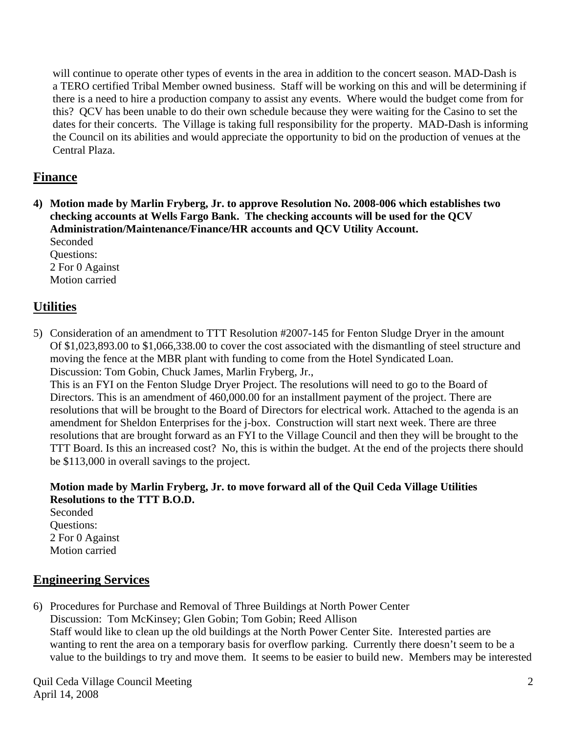will continue to operate other types of events in the area in addition to the concert season. MAD-Dash is a TERO certified Tribal Member owned business. Staff will be working on this and will be determining if there is a need to hire a production company to assist any events. Where would the budget come from for this? QCV has been unable to do their own schedule because they were waiting for the Casino to set the dates for their concerts. The Village is taking full responsibility for the property. MAD-Dash is informing the Council on its abilities and would appreciate the opportunity to bid on the production of venues at the Central Plaza.

## Finance

4) **Motion made by Marlin Fryberg, Jr. to approve Resolution No. 2008-006 which establishes two checking accounts at Wells Fargo Bank. The checking accounts will be used for the QCV Administration/Maintenance/Finance/HR accounts and QCV Utility Account.**
   Seconded
   Questions:
   2 For 0 Against
   Motion carried

## Utilities

5) Consideration of an amendment to TTT Resolution #2007-145 for Fenton Sludge Dryer in the amount Of $1,023,893.00 to $1,066,338.00 to cover the cost associated with the dismantling of steel structure and moving the fence at the MBR plant with funding to come from the Hotel Syndicated Loan.
   Discussion: Tom Gobin, Chuck James, Marlin Fryberg, Jr.,
   This is an FYI on the Fenton Sludge Dryer Project. The resolutions will need to go to the Board of Directors. This is an amendment of 460,000.00 for an installment payment of the project. There are resolutions that will be brought to the Board of Directors for electrical work. Attached to the agenda is an amendment for Sheldon Enterprises for the j-box. Construction will start next week. There are three resolutions that are brought forward as an FYI to the Village Council and then they will be brought to the TTT Board. Is this an increased cost? No, this is within the budget. At the end of the projects there should be $113,000 in overall savings to the project.

   **Motion made by Marlin Fryberg, Jr. to move forward all of the Quil Ceda Village Utilities Resolutions to the TTT B.O.D.**
   Seconded
   Questions:
   2 For 0 Against
   Motion carried

## Engineering Services

6) Procedures for Purchase and Removal of Three Buildings at North Power Center
   Discussion: Tom McKinsey; Glen Gobin; Tom Gobin; Reed Allison
   Staff would like to clean up the old buildings at the North Power Center Site. Interested parties are wanting to rent the area on a temporary basis for overflow parking. Currently there doesn't seem to be a value to the buildings to try and move them. It seems to be easier to build new. Members may be interested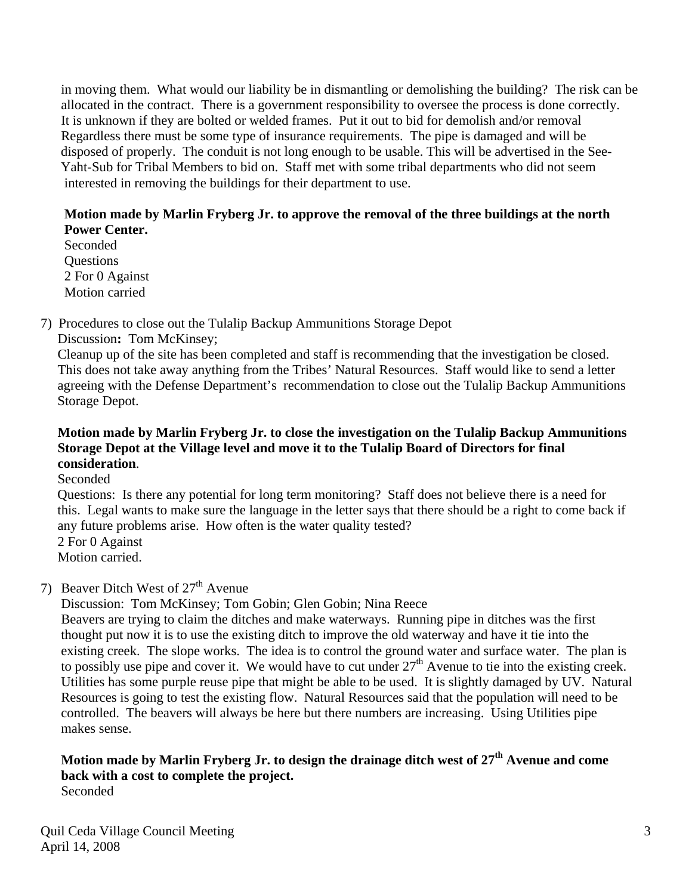in moving them. What would our liability be in dismantling or demolishing the building? The risk can be allocated in the contract. There is a government responsibility to oversee the process is done correctly. It is unknown if they are bolted or welded frames. Put it out to bid for demolish and/or removal Regardless there must be some type of insurance requirements. The pipe is damaged and will be disposed of properly. The conduit is not long enough to be usable. This will be advertised in the See-Yaht-Sub for Tribal Members to bid on. Staff met with some tribal departments who did not seem interested in removing the buildings for their department to use.

**Motion made by Marlin Fryberg Jr. to approve the removal of the three buildings at the north Power Center.**
Seconded
Questions
2 For 0 Against
Motion carried

7) Procedures to close out the Tulalip Backup Ammunitions Storage Depot
Discussion**:** Tom McKinsey;
Cleanup up of the site has been completed and staff is recommending that the investigation be closed. This does not take away anything from the Tribes' Natural Resources. Staff would like to send a letter agreeing with the Defense Department's recommendation to close out the Tulalip Backup Ammunitions Storage Depot.

**Motion made by Marlin Fryberg Jr. to close the investigation on the Tulalip Backup Ammunitions Storage Depot at the Village level and move it to the Tulalip Board of Directors for final consideration**.
Seconded
Questions: Is there any potential for long term monitoring? Staff does not believe there is a need for this. Legal wants to make sure the language in the letter says that there should be a right to come back if any future problems arise. How often is the water quality tested?
2 For 0 Against
Motion carried.

7) Beaver Ditch West of 27th Avenue
Discussion: Tom McKinsey; Tom Gobin; Glen Gobin; Nina Reece
Beavers are trying to claim the ditches and make waterways. Running pipe in ditches was the first thought put now it is to use the existing ditch to improve the old waterway and have it tie into the existing creek. The slope works. The idea is to control the ground water and surface water. The plan is to possibly use pipe and cover it. We would have to cut under 27th Avenue to tie into the existing creek. Utilities has some purple reuse pipe that might be able to be used. It is slightly damaged by UV. Natural Resources is going to test the existing flow. Natural Resources said that the population will need to be controlled. The beavers will always be here but there numbers are increasing. Using Utilities pipe makes sense.

**Motion made by Marlin Fryberg Jr. to design the drainage ditch west of 27th Avenue and come back with a cost to complete the project.**
Seconded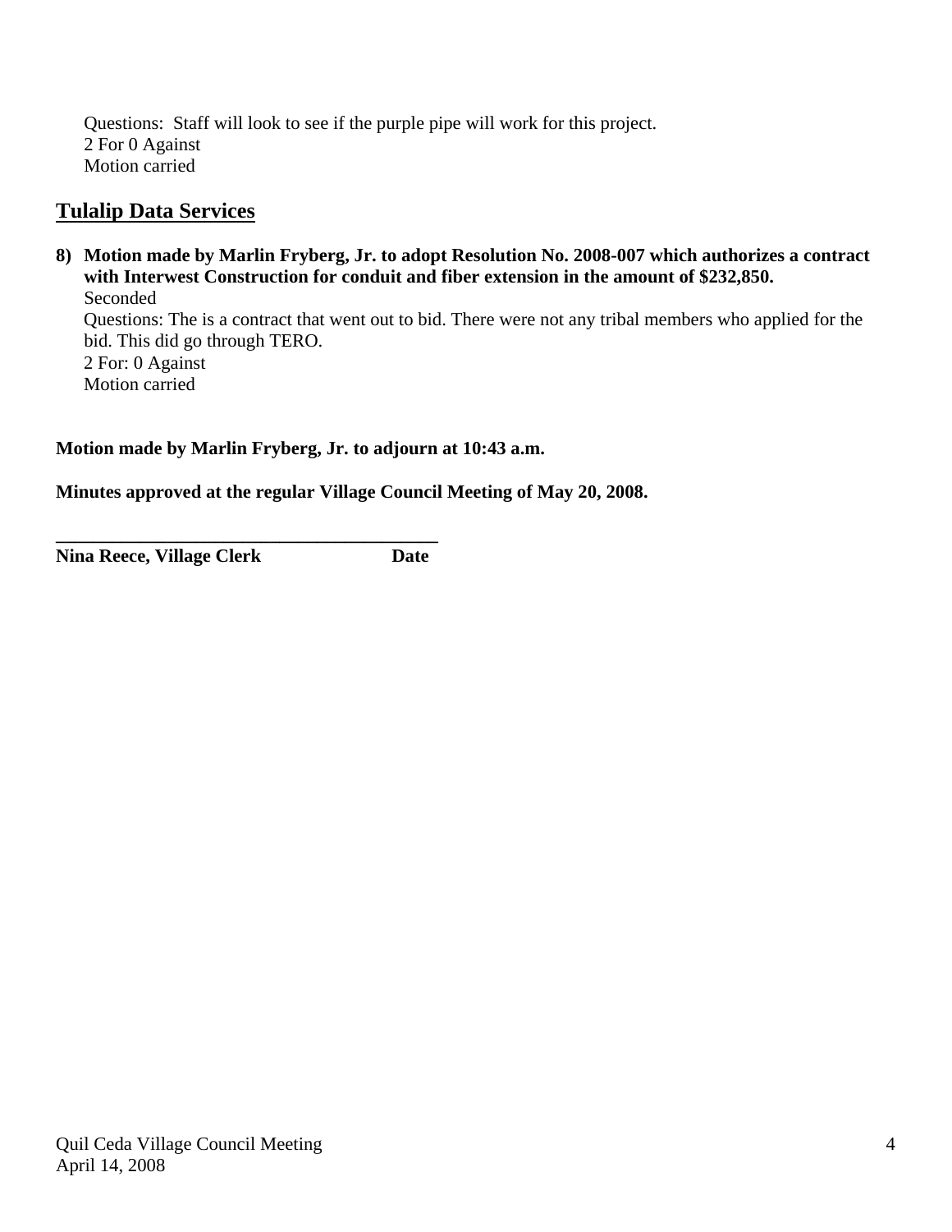Questions: Staff will look to see if the purple pipe will work for this project.
2 For 0 Against
Motion carried

## Tulalip Data Services

8) **Motion made by Marlin Fryberg, Jr. to adopt Resolution No. 2008-007 which authorizes a contract with Interwest Construction for conduit and fiber extension in the amount of $232,850.**
   Seconded
   Questions: The is a contract that went out to bid. There were not any tribal members who applied for the bid. This did go through TERO.
   2 For: 0 Against
   Motion carried

**Motion made by Marlin Fryberg, Jr. to adjourn at 10:43 a.m.**

**Minutes approved at the regular Village Council Meeting of May 20, 2008.**

\_\_\_\_\_\_\_\_\_\_\_\_\_\_\_\_\_\_\_\_\_\_\_\_\_\_\_\_\_\_\_\_\_\_\_\_\_\_\_\_\_\_

**Nina Reece, Village Clerk** **Date**